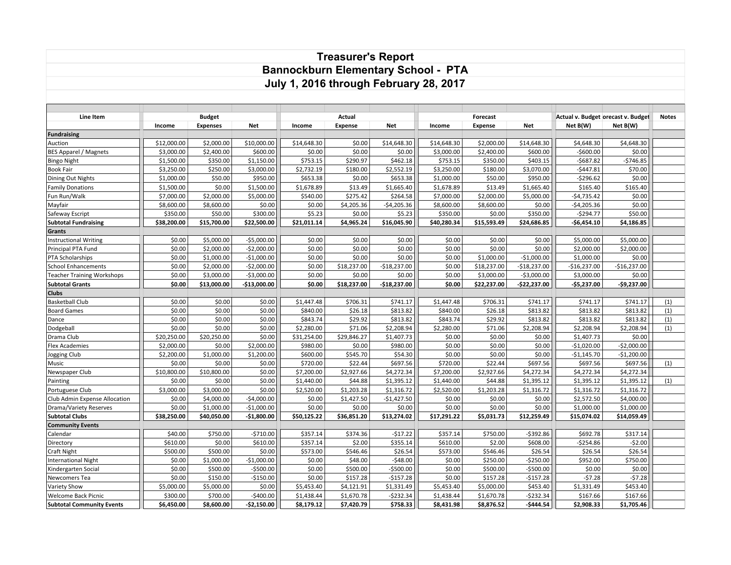# Treasurer's Report
## Bannockburn Elementary School - PTA
### July 1, 2016 through February 28, 2017

| Line Item | Budget | | | Actual | | | Forecast | | | Actual v. Budget | Forecast v. Budget | Notes |
|---|---|---|---|---|---|---|---|---|---|---|---|---|
| | Income | Expenses | Net | Income | Expense | Net | Income | Expense | Net | Net B(W) | Net B(W) | |
| **Fundraising** | | | | | | | | | | | | |
| Auction | $12,000.00 | $2,000.00 | $10,000.00 | $14,648.30 | $0.00 | $14,648.30 | $14,648.30 | $2,000.00 | $14,648.30 | $4,648.30 | $4,648.30 | |
| BES Apparel / Magnets | $3,000.00 | $2,400.00 | $600.00 | $0.00 | $0.00 | $0.00 | $3,000.00 | $2,400.00 | $600.00 | -$600.00 | $0.00 | |
| Bingo Night | $1,500.00 | $350.00 | $1,150.00 | $753.15 | $290.97 | $462.18 | $753.15 | $350.00 | $403.15 | -$687.82 | -$746.85 | |
| Book Fair | $3,250.00 | $250.00 | $3,000.00 | $2,732.19 | $180.00 | $2,552.19 | $3,250.00 | $180.00 | $3,070.00 | -$447.81 | $70.00 | |
| Dining Out Nights | $1,000.00 | $50.00 | $950.00 | $653.38 | $0.00 | $653.38 | $1,000.00 | $50.00 | $950.00 | -$296.62 | $0.00 | |
| Family Donations | $1,500.00 | $0.00 | $1,500.00 | $1,678.89 | $13.49 | $1,665.40 | $1,678.89 | $13.49 | $1,665.40 | $165.40 | $165.40 | |
| Fun Run/Walk | $7,000.00 | $2,000.00 | $5,000.00 | $540.00 | $275.42 | $264.58 | $7,000.00 | $2,000.00 | $5,000.00 | -$4,735.42 | $0.00 | |
| Mayfair | $8,600.00 | $8,600.00 | $0.00 | $0.00 | $4,205.36 | -$4,205.36 | $8,600.00 | $8,600.00 | $0.00 | -$4,205.36 | $0.00 | |
| Safeway Escript | $350.00 | $50.00 | $300.00 | $5.23 | $0.00 | $5.23 | $350.00 | $0.00 | $350.00 | -$294.77 | $50.00 | |
| **Subtotal Fundraising** | **$38,200.00** | **$15,700.00** | **$22,500.00** | **$21,011.14** | **$4,965.24** | **$16,045.90** | **$40,280.34** | **$15,593.49** | **$24,686.85** | **-$6,454.10** | **$4,186.85** | |
| **Grants** | | | | | | | | | | | | |
| Instructional Writing | $0.00 | $5,000.00 | -$5,000.00 | $0.00 | $0.00 | $0.00 | $0.00 | $0.00 | $0.00 | $5,000.00 | $5,000.00 | |
| Principal PTA Fund | $0.00 | $2,000.00 | -$2,000.00 | $0.00 | $0.00 | $0.00 | $0.00 | $0.00 | $0.00 | $2,000.00 | $2,000.00 | |
| PTA Scholarships | $0.00 | $1,000.00 | -$1,000.00 | $0.00 | $0.00 | $0.00 | $0.00 | $1,000.00 | -$1,000.00 | $1,000.00 | $0.00 | |
| School Enhancements | $0.00 | $2,000.00 | -$2,000.00 | $0.00 | $18,237.00 | -$18,237.00 | $0.00 | $18,237.00 | -$18,237.00 | -$16,237.00 | -$16,237.00 | |
| Teacher Training Workshops | $0.00 | $3,000.00 | -$3,000.00 | $0.00 | $0.00 | $0.00 | $0.00 | $3,000.00 | -$3,000.00 | $3,000.00 | $0.00 | |
| **Subtotal Grants** | **$0.00** | **$13,000.00** | **-$13,000.00** | **$0.00** | **$18,237.00** | **-$18,237.00** | **$0.00** | **$22,237.00** | **-$22,237.00** | **-$5,237.00** | **-$9,237.00** | |
| **Clubs** | | | | | | | | | | | | |
| Basketball Club | $0.00 | $0.00 | $0.00 | $1,447.48 | $706.31 | $741.17 | $1,447.48 | $706.31 | $741.17 | $741.17 | $741.17 | (1) |
| Board Games | $0.00 | $0.00 | $0.00 | $840.00 | $26.18 | $813.82 | $840.00 | $26.18 | $813.82 | $813.82 | $813.82 | (1) |
| Dance | $0.00 | $0.00 | $0.00 | $843.74 | $29.92 | $813.82 | $843.74 | $29.92 | $813.82 | $813.82 | $813.82 | (1) |
| Dodgeball | $0.00 | $0.00 | $0.00 | $2,280.00 | $71.06 | $2,208.94 | $2,280.00 | $71.06 | $2,208.94 | $2,208.94 | $2,208.94 | (1) |
| Drama Club | $20,250.00 | $20,250.00 | $0.00 | $31,254.00 | $29,846.27 | $1,407.73 | $0.00 | $0.00 | $0.00 | $1,407.73 | $0.00 | |
| Flex Academies | $2,000.00 | $0.00 | $2,000.00 | $980.00 | $0.00 | $980.00 | $0.00 | $0.00 | $0.00 | -$1,020.00 | -$2,000.00 | |
| Jogging Club | $2,200.00 | $1,000.00 | $1,200.00 | $600.00 | $545.70 | $54.30 | $0.00 | $0.00 | $0.00 | -$1,145.70 | -$1,200.00 | |
| Music | $0.00 | $0.00 | $0.00 | $720.00 | $22.44 | $697.56 | $720.00 | $22.44 | $697.56 | $697.56 | $697.56 | (1) |
| Newspaper Club | $10,800.00 | $10,800.00 | $0.00 | $7,200.00 | $2,927.66 | $4,272.34 | $7,200.00 | $2,927.66 | $4,272.34 | $4,272.34 | $4,272.34 | |
| Painting | $0.00 | $0.00 | $0.00 | $1,440.00 | $44.88 | $1,395.12 | $1,440.00 | $44.88 | $1,395.12 | $1,395.12 | $1,395.12 | (1) |
| Portuguese Club | $3,000.00 | $3,000.00 | $0.00 | $2,520.00 | $1,203.28 | $1,316.72 | $2,520.00 | $1,203.28 | $1,316.72 | $1,316.72 | $1,316.72 | |
| Club Admin Expense Allocation | $0.00 | $4,000.00 | -$4,000.00 | $0.00 | $1,427.50 | -$1,427.50 | $0.00 | $0.00 | $0.00 | $2,572.50 | $4,000.00 | |
| Drama/Variety Reserves | $0.00 | $1,000.00 | -$1,000.00 | $0.00 | $0.00 | $0.00 | $0.00 | $0.00 | $0.00 | $1,000.00 | $1,000.00 | |
| **Subtotal Clubs** | **$38,250.00** | **$40,050.00** | **-$1,800.00** | **$50,125.22** | **$36,851.20** | **$13,274.02** | **$17,291.22** | **$5,031.73** | **$12,259.49** | **$15,074.02** | **$14,059.49** | |
| **Community Events** | | | | | | | | | | | | |
| Calendar | $40.00 | $750.00 | -$710.00 | $357.14 | $374.36 | -$17.22 | $357.14 | $750.00 | -$392.86 | $692.78 | $317.14 | |
| Directory | $610.00 | $0.00 | $610.00 | $357.14 | $2.00 | $355.14 | $610.00 | $2.00 | $608.00 | -$254.86 | -$2.00 | |
| Craft Night | $500.00 | $500.00 | $0.00 | $573.00 | $546.46 | $26.54 | $573.00 | $546.46 | $26.54 | $26.54 | $26.54 | |
| International Night | $0.00 | $1,000.00 | -$1,000.00 | $0.00 | $48.00 | -$48.00 | $0.00 | $250.00 | -$250.00 | $952.00 | $750.00 | |
| Kindergarten Social | $0.00 | $500.00 | -$500.00 | $0.00 | $500.00 | -$500.00 | $0.00 | $500.00 | -$500.00 | $0.00 | $0.00 | |
| Newcomers Tea | $0.00 | $150.00 | -$150.00 | $0.00 | $157.28 | -$157.28 | $0.00 | $157.28 | -$157.28 | -$7.28 | -$7.28 | |
| Variety Show | $5,000.00 | $5,000.00 | $0.00 | $5,453.40 | $4,121.91 | $1,331.49 | $5,453.40 | $5,000.00 | $453.40 | $1,331.49 | $453.40 | |
| Welcome Back Picnic | $300.00 | $700.00 | -$400.00 | $1,438.44 | $1,670.78 | -$232.34 | $1,438.44 | $1,670.78 | -$232.34 | $167.66 | $167.66 | |
| **Subtotal Community Events** | **$6,450.00** | **$8,600.00** | **-$2,150.00** | **$8,179.12** | **$7,420.79** | **$758.33** | **$8,431.98** | **$8,876.52** | **-$444.54** | **$2,908.33** | **$1,705.46** | |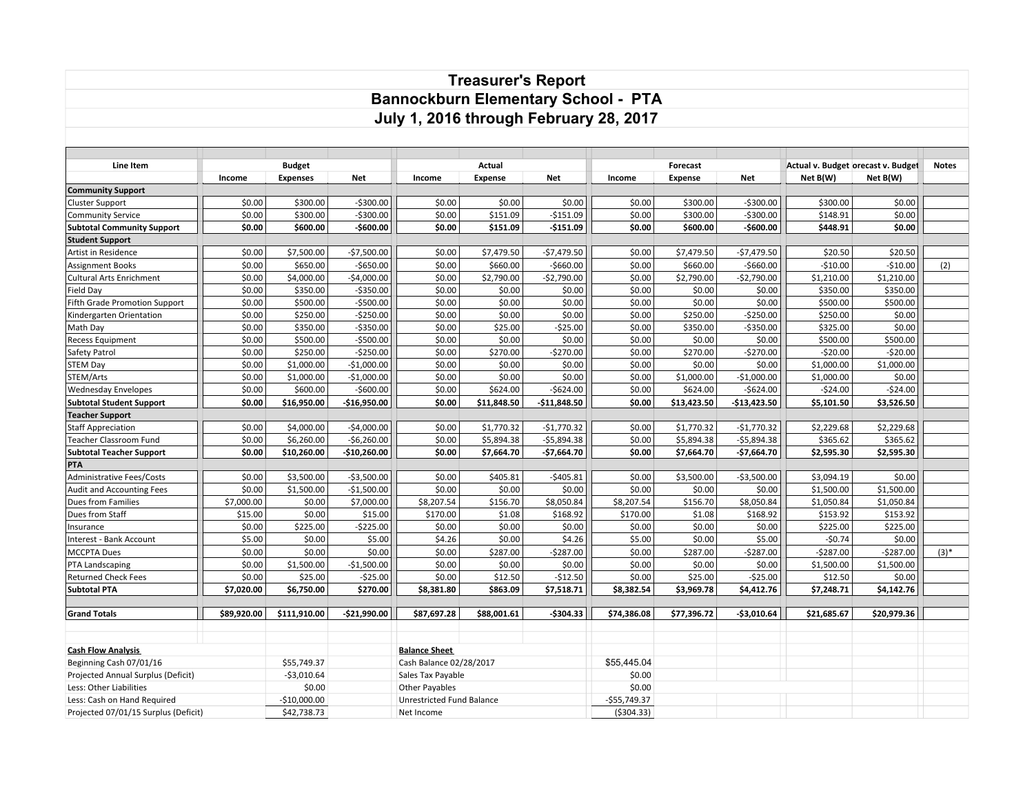# Treasurer's Report
# Bannockburn Elementary School - PTA
# July 1, 2016 through February 28, 2017

| Line Item | Budget | | | Actual | | | Forecast | | | Actual v. Budget | Forecast v. Budget | Notes |
|---|---|---|---|---|---|---|---|---|---|---|---|---|
| | Income | Expenses | Net | Income | Expense | Net | Income | Expense | Net | Net B(W) | Net B(W) | |
| **Community Support** | | | | | | | | | | | | |
| Cluster Support | $0.00 | $300.00 | -$300.00 | $0.00 | $0.00 | $0.00 | $0.00 | $300.00 | -$300.00 | $300.00 | $0.00 | |
| Community Service | $0.00 | $300.00 | -$300.00 | $0.00 | $151.09 | -$151.09 | $0.00 | $300.00 | -$300.00 | $148.91 | $0.00 | |
| **Subtotal Community Support** | **$0.00** | **$600.00** | **-$600.00** | **$0.00** | **$151.09** | **-$151.09** | **$0.00** | **$600.00** | **-$600.00** | **$448.91** | **$0.00** | |
| **Student Support** | | | | | | | | | | | | |
| Artist in Residence | $0.00 | $7,500.00 | -$7,500.00 | $0.00 | $7,479.50 | -$7,479.50 | $0.00 | $7,479.50 | -$7,479.50 | $20.50 | $20.50 | |
| Assignment Books | $0.00 | $650.00 | -$650.00 | $0.00 | $660.00 | -$660.00 | $0.00 | $660.00 | -$660.00 | -$10.00 | -$10.00 | (2) |
| Cultural Arts Enrichment | $0.00 | $4,000.00 | -$4,000.00 | $0.00 | $2,790.00 | -$2,790.00 | $0.00 | $2,790.00 | -$2,790.00 | $1,210.00 | $1,210.00 | |
| Field Day | $0.00 | $350.00 | -$350.00 | $0.00 | $0.00 | $0.00 | $0.00 | $0.00 | $0.00 | $350.00 | $350.00 | |
| Fifth Grade Promotion Support | $0.00 | $500.00 | -$500.00 | $0.00 | $0.00 | $0.00 | $0.00 | $0.00 | $0.00 | $500.00 | $500.00 | |
| Kindergarten Orientation | $0.00 | $250.00 | -$250.00 | $0.00 | $0.00 | $0.00 | $0.00 | $250.00 | -$250.00 | $250.00 | $0.00 | |
| Math Day | $0.00 | $350.00 | -$350.00 | $0.00 | $25.00 | -$25.00 | $0.00 | $350.00 | -$350.00 | $325.00 | $0.00 | |
| Recess Equipment | $0.00 | $500.00 | -$500.00 | $0.00 | $0.00 | $0.00 | $0.00 | $0.00 | $0.00 | $500.00 | $500.00 | |
| Safety Patrol | $0.00 | $250.00 | -$250.00 | $0.00 | $270.00 | -$270.00 | $0.00 | $270.00 | -$270.00 | -$20.00 | -$20.00 | |
| STEM Day | $0.00 | $1,000.00 | -$1,000.00 | $0.00 | $0.00 | $0.00 | $0.00 | $0.00 | $0.00 | $1,000.00 | $1,000.00 | |
| STEM/Arts | $0.00 | $1,000.00 | -$1,000.00 | $0.00 | $0.00 | $0.00 | $0.00 | $1,000.00 | -$1,000.00 | $1,000.00 | $0.00 | |
| Wednesday Envelopes | $0.00 | $600.00 | -$600.00 | $0.00 | $624.00 | -$624.00 | $0.00 | $624.00 | -$624.00 | -$24.00 | -$24.00 | |
| **Subtotal Student Support** | **$0.00** | **$16,950.00** | **-$16,950.00** | **$0.00** | **$11,848.50** | **-$11,848.50** | **$0.00** | **$13,423.50** | **-$13,423.50** | **$5,101.50** | **$3,526.50** | |
| **Teacher Support** | | | | | | | | | | | | |
| Staff Appreciation | $0.00 | $4,000.00 | -$4,000.00 | $0.00 | $1,770.32 | -$1,770.32 | $0.00 | $1,770.32 | -$1,770.32 | $2,229.68 | $2,229.68 | |
| Teacher Classroom Fund | $0.00 | $6,260.00 | -$6,260.00 | $0.00 | $5,894.38 | -$5,894.38 | $0.00 | $5,894.38 | -$5,894.38 | $365.62 | $365.62 | |
| **Subtotal Teacher Support** | **$0.00** | **$10,260.00** | **-$10,260.00** | **$0.00** | **$7,664.70** | **-$7,664.70** | **$0.00** | **$7,664.70** | **-$7,664.70** | **$2,595.30** | **$2,595.30** | |
| **PTA** | | | | | | | | | | | | |
| Administrative Fees/Costs | $0.00 | $3,500.00 | -$3,500.00 | $0.00 | $405.81 | -$405.81 | $0.00 | $3,500.00 | -$3,500.00 | $3,094.19 | $0.00 | |
| Audit and Accounting Fees | $0.00 | $1,500.00 | -$1,500.00 | $0.00 | $0.00 | $0.00 | $0.00 | $0.00 | $0.00 | $1,500.00 | $1,500.00 | |
| Dues from Families | $7,000.00 | $0.00 | $7,000.00 | $8,207.54 | $156.70 | $8,050.84 | $8,207.54 | $156.70 | $8,050.84 | $1,050.84 | $1,050.84 | |
| Dues from Staff | $15.00 | $0.00 | $15.00 | $170.00 | $1.08 | $168.92 | $170.00 | $1.08 | $168.92 | $153.92 | $153.92 | |
| Insurance | $0.00 | $225.00 | -$225.00 | $0.00 | $0.00 | $0.00 | $0.00 | $0.00 | $0.00 | $225.00 | $225.00 | |
| Interest - Bank Account | $5.00 | $0.00 | $5.00 | $4.26 | $0.00 | $4.26 | $5.00 | $0.00 | $5.00 | -$0.74 | $0.00 | |
| MCCPTA Dues | $0.00 | $0.00 | $0.00 | $0.00 | $287.00 | -$287.00 | $0.00 | $287.00 | -$287.00 | -$287.00 | -$287.00 | (3)* |
| PTA Landscaping | $0.00 | $1,500.00 | -$1,500.00 | $0.00 | $0.00 | $0.00 | $0.00 | $0.00 | $0.00 | $1,500.00 | $1,500.00 | |
| Returned Check Fees | $0.00 | $25.00 | -$25.00 | $0.00 | $12.50 | -$12.50 | $0.00 | $25.00 | -$25.00 | $12.50 | $0.00 | |
| **Subtotal PTA** | **$7,020.00** | **$6,750.00** | **$270.00** | **$8,381.80** | **$863.09** | **$7,518.71** | **$8,382.54** | **$3,969.78** | **$4,412.76** | **$7,248.71** | **$4,142.76** | |
| | | | | | | | | | | | | |
| **Grand Totals** | **$89,920.00** | **$111,910.00** | **-$21,990.00** | **$87,697.28** | **$88,001.61** | **-$304.33** | **$74,386.08** | **$77,396.72** | **-$3,010.64** | **$21,685.67** | **$20,979.36** | |

| **Cash Flow Analysis** | | **Balance Sheet** | |
|---|---|---|---|
| Beginning Cash 07/01/16 | $55,749.37 | Cash Balance 02/28/2017 | $55,445.04 |
| Projected Annual Surplus (Deficit) | -$3,010.64 | Sales Tax Payable | $0.00 |
| Less: Other Liabilities | $0.00 | Other Payables | $0.00 |
| Less: Cash on Hand Required | -$10,000.00 | Unrestricted Fund Balance | -$55,749.37 |
| Projected 07/01/15 Surplus (Deficit) | $42,738.73 | Net Income | ($304.33) |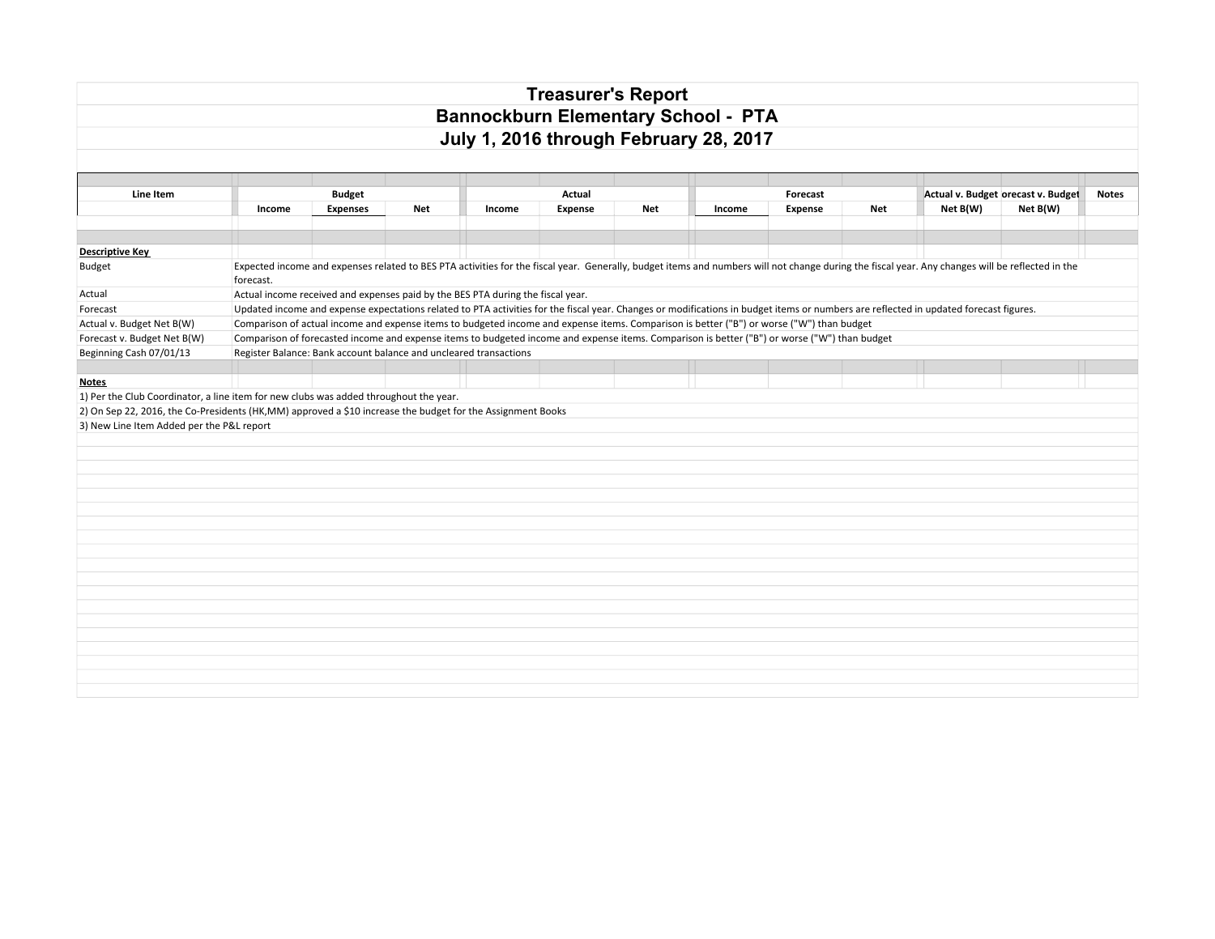# Treasurer's Report

## Bannockburn Elementary School - PTA

## July 1, 2016 through February 28, 2017

| Line Item | Budget | | | Actual | | | Forecast | | | Actual v. Budget | orecast v. Budget | Notes |
|---|---|---|---|---|---|---|---|---|---|---|---|---|
| | Income | Expenses | Net | Income | Expense | Net | Income | Expense | Net | Net B(W) | Net B(W) | |

**Descriptive Key**

| | |
|---|---|
| Budget | Expected income and expenses related to BES PTA activities for the fiscal year. Generally, budget items and numbers will not change during the fiscal year. Any changes will be reflected in the forecast. |
| Actual | Actual income received and expenses paid by the BES PTA during the fiscal year. |
| Forecast | Updated income and expense expectations related to PTA activities for the fiscal year. Changes or modifications in budget items or numbers are reflected in updated forecast figures. |
| Actual v. Budget Net B(W) | Comparison of actual income and expense items to budgeted income and expense items. Comparison is better ("B") or worse ("W") than budget |
| Forecast v. Budget Net B(W) | Comparison of forecasted income and expense items to budgeted income and expense items. Comparison is better ("B") or worse ("W") than budget |
| Beginning Cash 07/01/13 | Register Balance: Bank account balance and uncleared transactions |

**Notes**

1) Per the Club Coordinator, a line item for new clubs was added throughout the year.
2) On Sep 22, 2016, the Co-Presidents (HK,MM) approved a $10 increase the budget for the Assignment Books
3) New Line Item Added per the P&L report